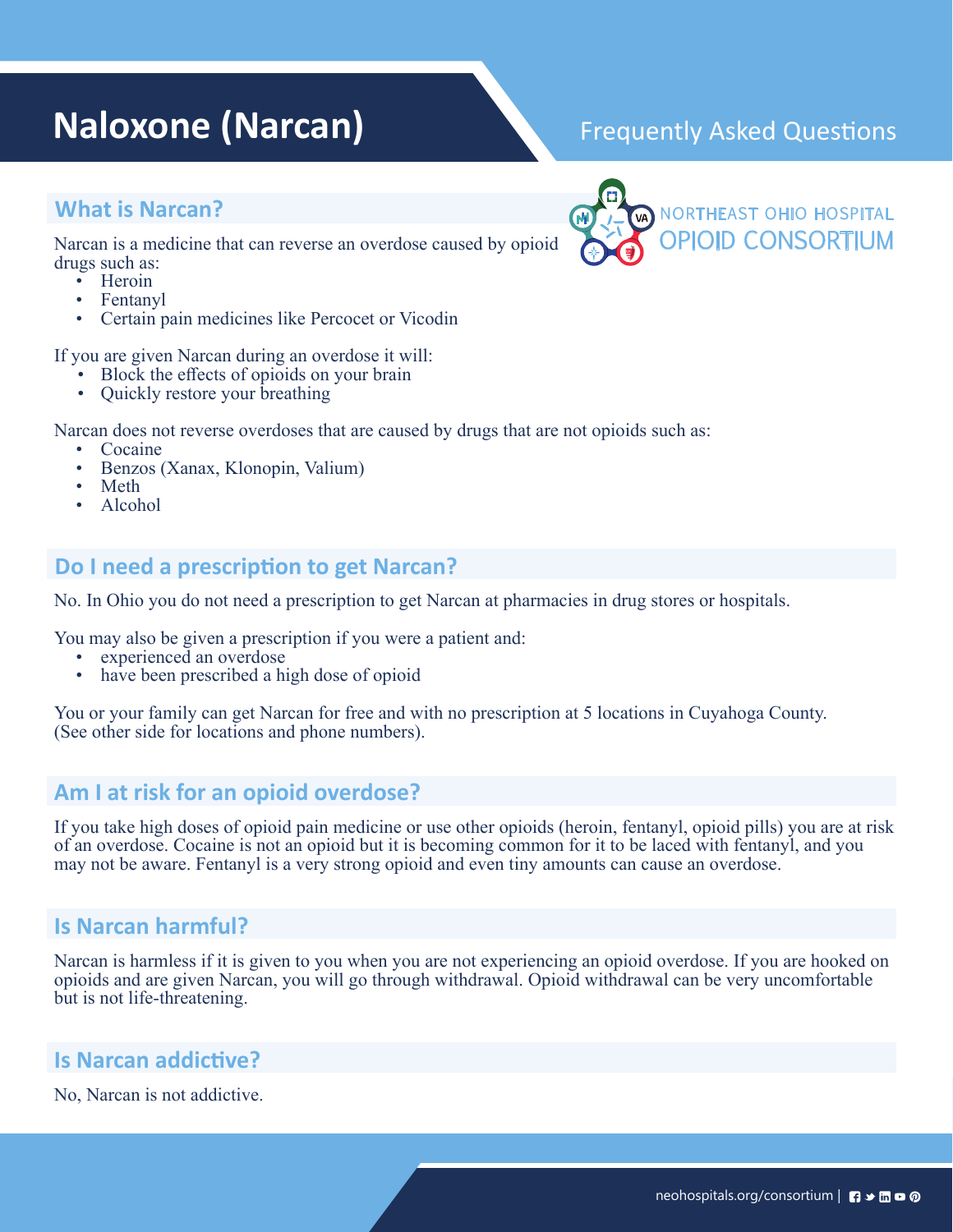# Naloxone (Narcan)

Frequently Asked Questions

NORTHEAST OHIO HOSPITAL OPIOID CONSORTIUM

## What is Narcan?

Narcan is a medicine that can reverse an overdose caused by opioid drugs such as:

- Heroin
- Fentanyl
- Certain pain medicines like Percocet or Vicodin

If you are given Narcan during an overdose it will:

- Block the effects of opioids on your brain
- Quickly restore your breathing

Narcan does not reverse overdoses that are caused by drugs that are not opioids such as:

- Cocaine
- Benzos (Xanax, Klonopin, Valium)
- Meth
- Alcohol

## Do I need a prescription to get Narcan?

No. In Ohio you do not need a prescription to get Narcan at pharmacies in drug stores or hospitals.

You may also be given a prescription if you were a patient and:

- experienced an overdose
- have been prescribed a high dose of opioid

You or your family can get Narcan for free and with no prescription at 5 locations in Cuyahoga County. (See other side for locations and phone numbers).

## Am I at risk for an opioid overdose?

If you take high doses of opioid pain medicine or use other opioids (heroin, fentanyl, opioid pills) you are at risk of an overdose. Cocaine is not an opioid but it is becoming common for it to be laced with fentanyl, and you may not be aware. Fentanyl is a very strong opioid and even tiny amounts can cause an overdose.

## Is Narcan harmful?

Narcan is harmless if it is given to you when you are not experiencing an opioid overdose. If you are hooked on opioids and are given Narcan, you will go through withdrawal. Opioid withdrawal can be very uncomfortable but is not life-threatening.

## Is Narcan addictive?

No, Narcan is not addictive.

neohospitals.org/consortium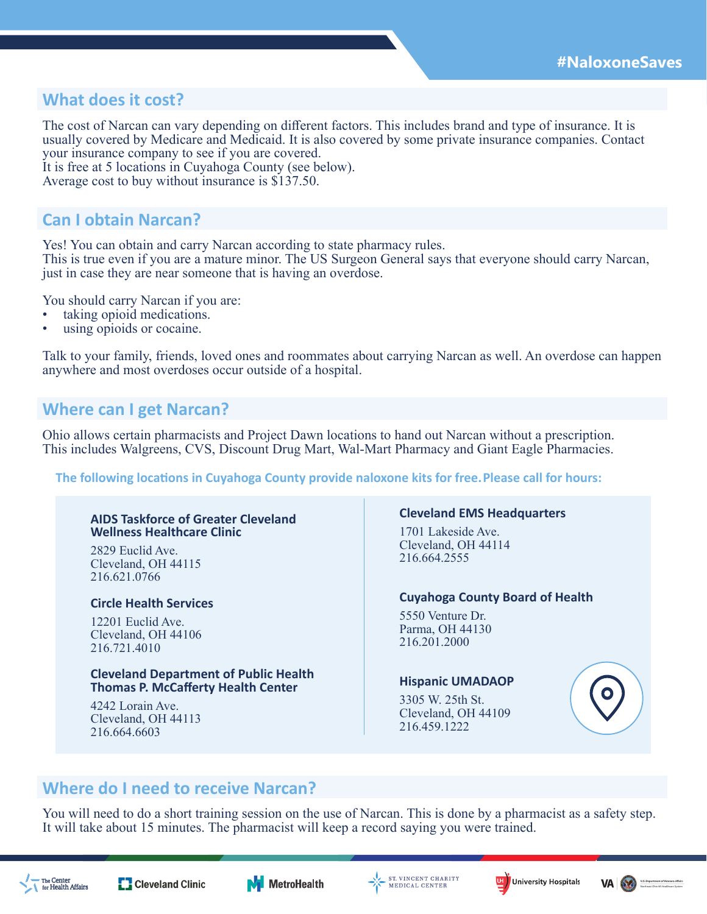#NaloxoneSaves

## What does it cost?

The cost of Narcan can vary depending on different factors. This includes brand and type of insurance. It is usually covered by Medicare and Medicaid. It is also covered by some private insurance companies. Contact your insurance company to see if you are covered.
It is free at 5 locations in Cuyahoga County (see below).
Average cost to buy without insurance is $137.50.

## Can I obtain Narcan?

Yes! You can obtain and carry Narcan according to state pharmacy rules.
This is true even if you are a mature minor. The US Surgeon General says that everyone should carry Narcan, just in case they are near someone that is having an overdose.

You should carry Narcan if you are:

- taking opioid medications.
- using opioids or cocaine.

Talk to your family, friends, loved ones and roommates about carrying Narcan as well. An overdose can happen anywhere and most overdoses occur outside of a hospital.

## Where can I get Narcan?

Ohio allows certain pharmacists and Project Dawn locations to hand out Narcan without a prescription. This includes Walgreens, CVS, Discount Drug Mart, Wal-Mart Pharmacy and Giant Eagle Pharmacies.

**The following locations in Cuyahoga County provide naloxone kits for free. Please call for hours:**

**AIDS Taskforce of Greater Cleveland Wellness Healthcare Clinic**
2829 Euclid Ave.
Cleveland, OH 44115
216.621.0766

**Circle Health Services**
12201 Euclid Ave.
Cleveland, OH 44106
216.721.4010

**Cleveland Department of Public Health Thomas P. McCafferty Health Center**
4242 Lorain Ave.
Cleveland, OH 44113
216.664.6603

**Cleveland EMS Headquarters**
1701 Lakeside Ave.
Cleveland, OH 44114
216.664.2555

**Cuyahoga County Board of Health**
5550 Venture Dr.
Parma, OH 44130
216.201.2000

**Hispanic UMADAOP**
3305 W. 25th St.
Cleveland, OH 44109
216.459.1222

## Where do I need to receive Narcan?

You will need to do a short training session on the use of Narcan. This is done by a pharmacist as a safety step. It will take about 15 minutes. The pharmacist will keep a record saying you were trained.

The Center for Health Affairs | Cleveland Clinic | MetroHealth | St. Vincent Charity Medical Center | University Hospitals | VA U.S. Department of Veterans Affairs Northeast Ohio VA Healthcare System